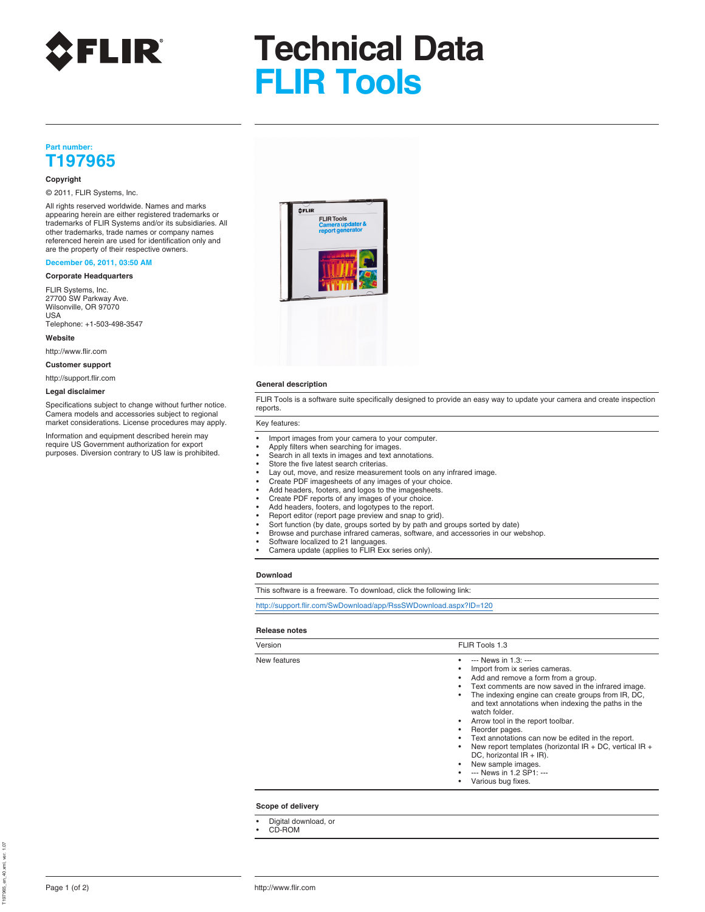# Technical Data
# FLIR Tools

**Part number:**

## T197965

**Copyright**

© 2011, FLIR Systems, Inc.

All rights reserved worldwide. Names and marks appearing herein are either registered trademarks or trademarks of FLIR Systems and/or its subsidiaries. All other trademarks, trade names or company names referenced herein are used for identification only and are the property of their respective owners.

**December 06, 2011, 03:50 AM**

**Corporate Headquarters**

FLIR Systems, Inc.
27700 SW Parkway Ave.
Wilsonville, OR 97070
USA
Telephone: +1-503-498-3547

**Website**

http://www.flir.com

**Customer support**

http://support.flir.com

**Legal disclaimer**

Specifications subject to change without further notice. Camera models and accessories subject to regional market considerations. License procedures may apply.

Information and equipment described herein may require US Government authorization for export purposes. Diversion contrary to US law is prohibited.

### General description

FLIR Tools is a software suite specifically designed to provide an easy way to update your camera and create inspection reports.

Key features:

- Import images from your camera to your computer.
- Apply filters when searching for images.
- Search in all texts in images and text annotations.
- Store the five latest search criterias.
- Lay out, move, and resize measurement tools on any infrared image.
- Create PDF imagesheets of any images of your choice.
- Add headers, footers, and logos to the imagesheets.
- Create PDF reports of any images of your choice.
- Add headers, footers, and logotypes to the report.
- Report editor (report page preview and snap to grid).
- Sort function (by date, groups sorted by by path and groups sorted by date)
- Browse and purchase infrared cameras, software, and accessories in our webshop.
- Software localized to 21 languages.
- Camera update (applies to FLIR Exx series only).

### Download

This software is a freeware. To download, click the following link:

http://support.flir.com/SwDownload/app/RssSWDownload.aspx?ID=120

### Release notes

| Version | FLIR Tools 1.3 |
|---|---|
| New features | • --- News in 1.3: ---<br>• Import from ix series cameras.<br>• Add and remove a form from a group.<br>• Text comments are now saved in the infrared image.<br>• The indexing engine can create groups from IR, DC, and text annotations when indexing the paths in the watch folder.<br>• Arrow tool in the report toolbar.<br>• Reorder pages.<br>• Text annotations can now be edited in the report.<br>• New report templates (horizontal IR + DC, vertical IR + DC, horizontal IR + IR).<br>• New sample images.<br>• --- News in 1.2 SP1: ---<br>• Various bug fixes. |

### Scope of delivery

- Digital download, or
- CD-ROM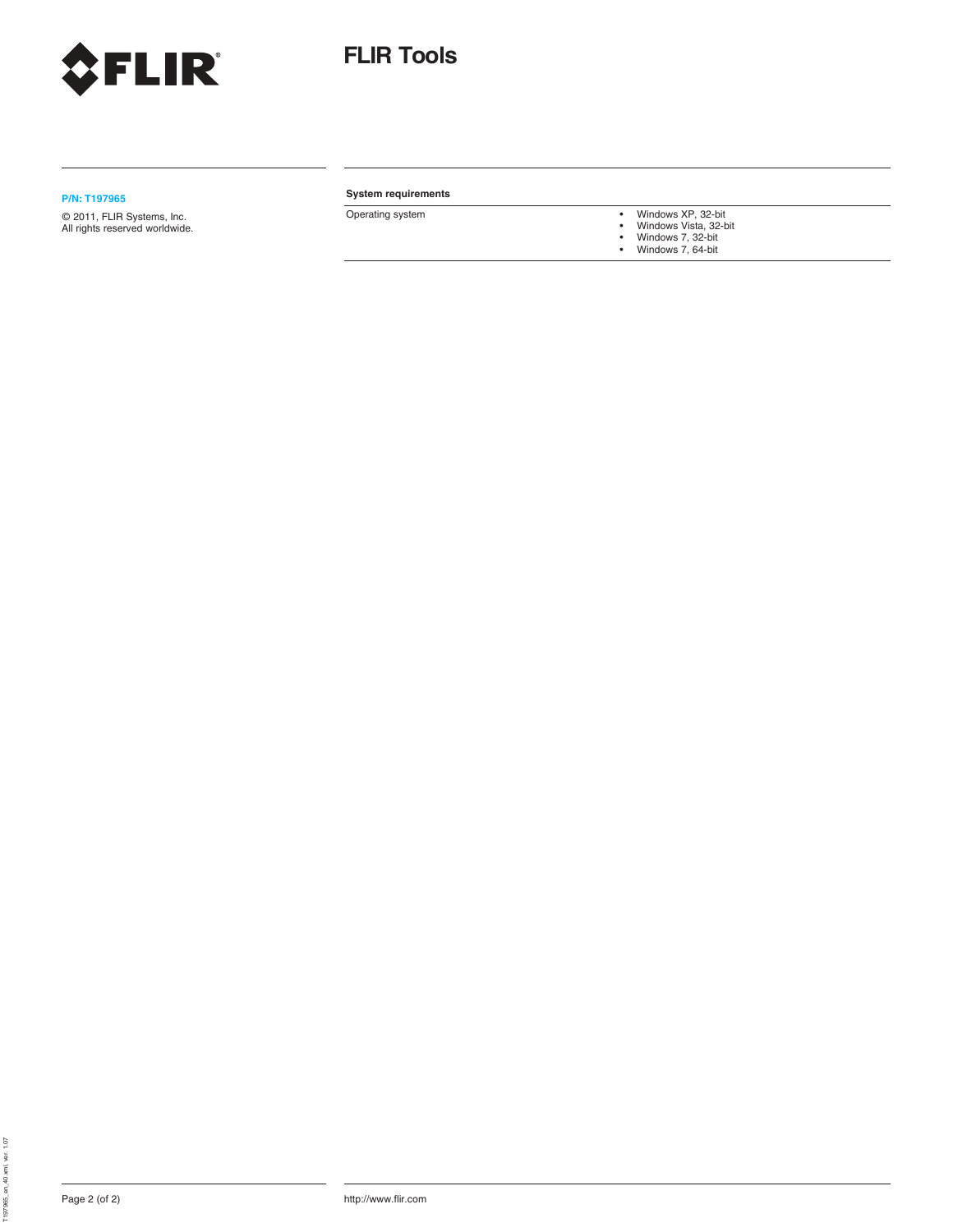# FLIR Tools

**P/N: T197965**

© 2011, FLIR Systems, Inc.
All rights reserved worldwide.

| System requirements | |
|---|---|
| Operating system | • Windows XP, 32-bit<br>• Windows Vista, 32-bit<br>• Windows 7, 32-bit<br>• Windows 7, 64-bit |

http://www.flir.com